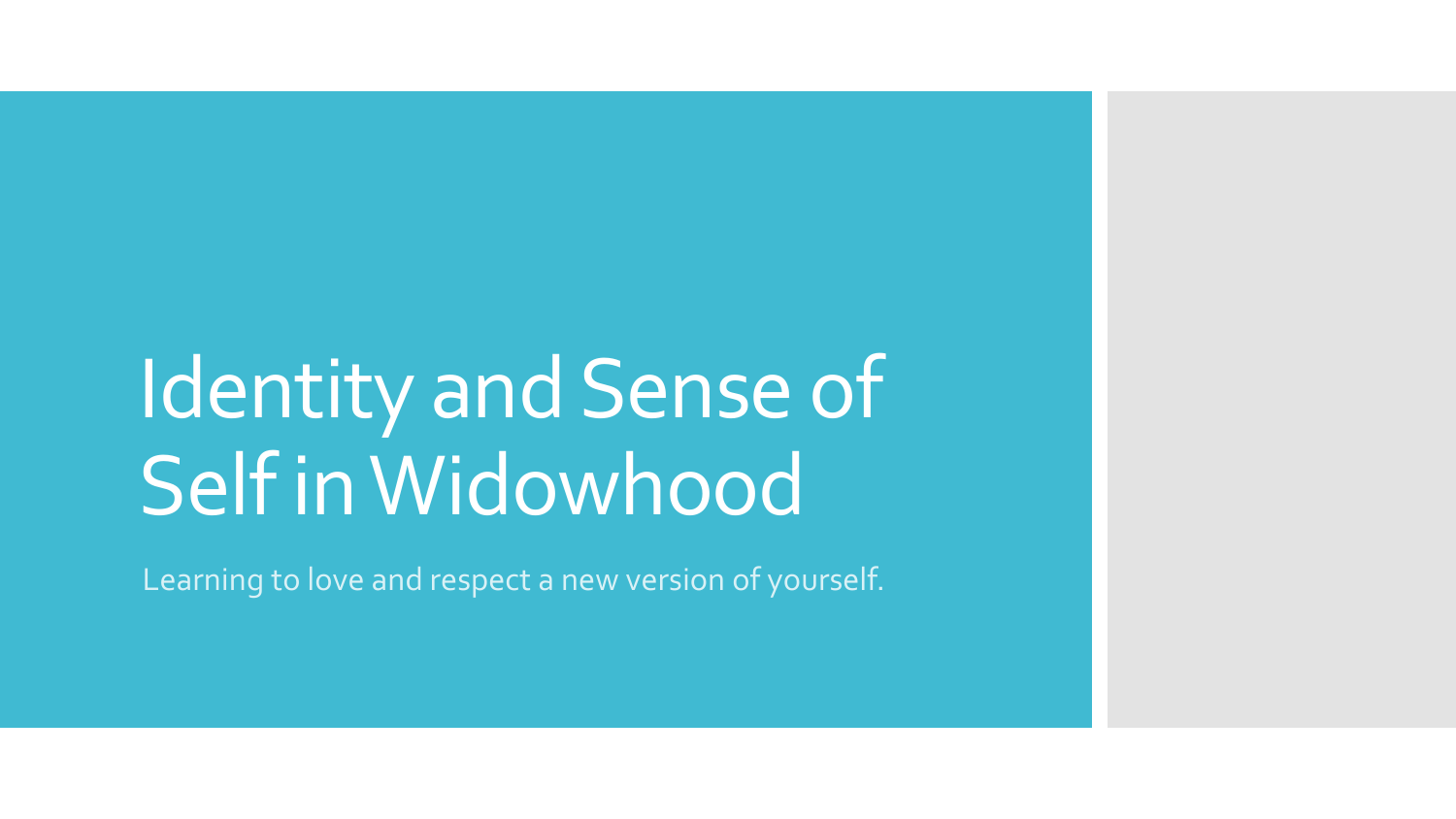# Identity and Sense of Self in Widowhood

Learning to love and respect a new version of yourself.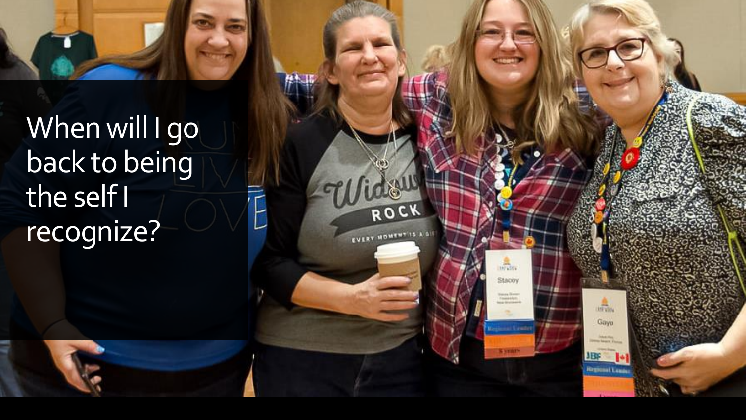When will I go back to being the self I recognize?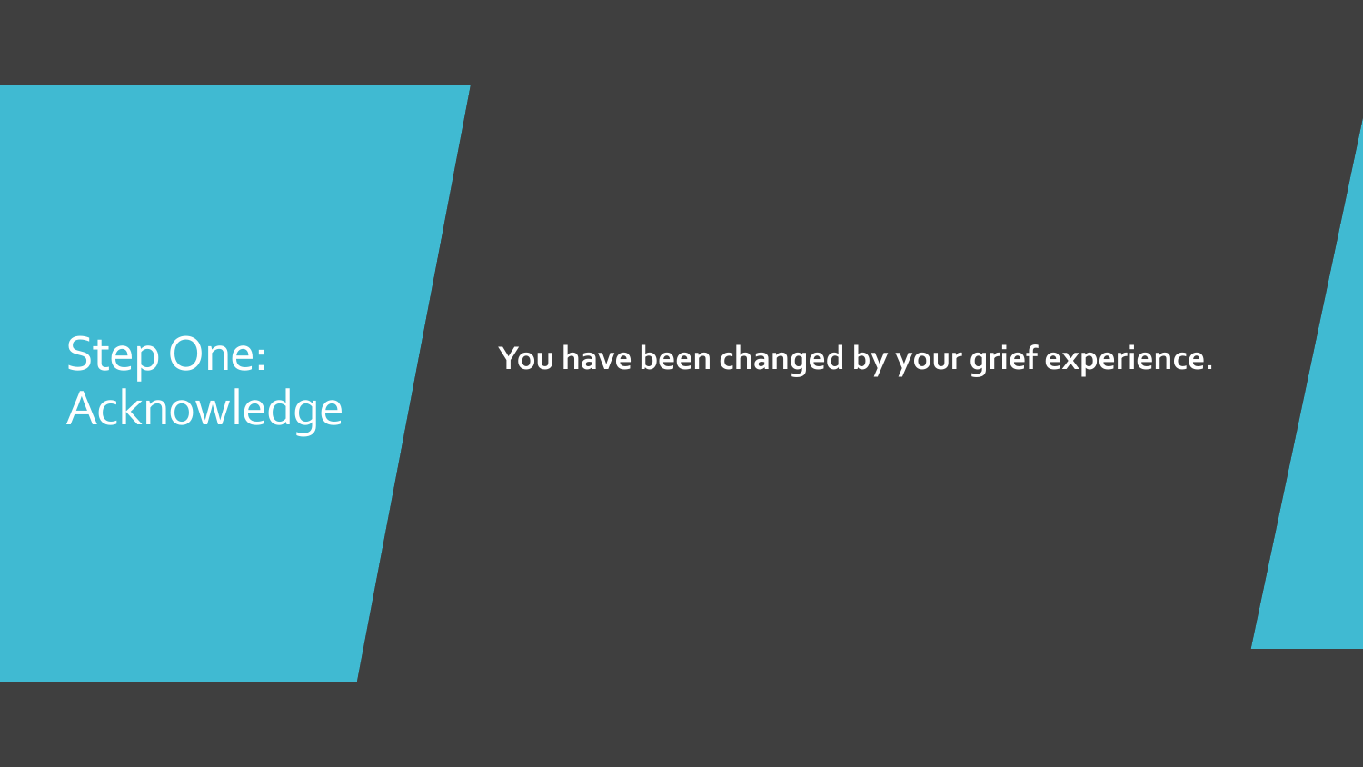# Step One: Acknowledge

**You have been changed by your grief experience.**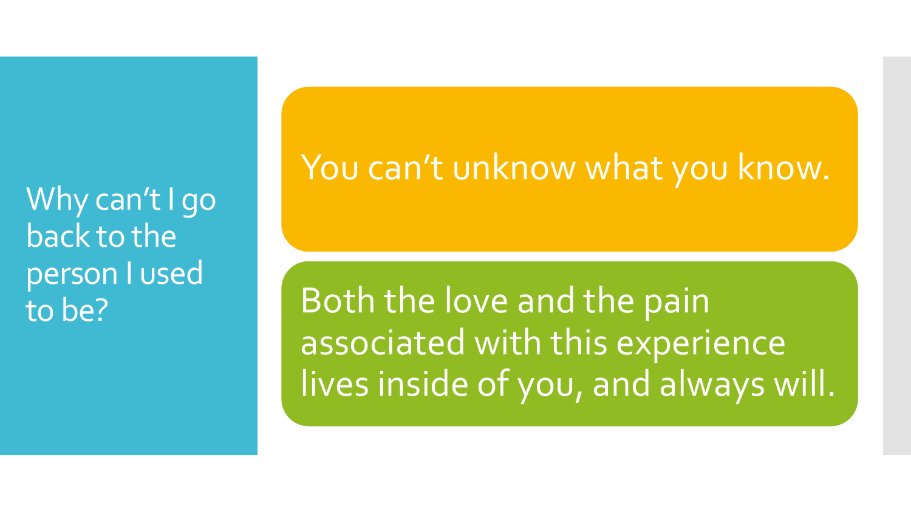## Why can't I go back to the person I used to be?

You can't unknow what you know.

Both the love and the pain associated with this experience lives inside of you, and always will.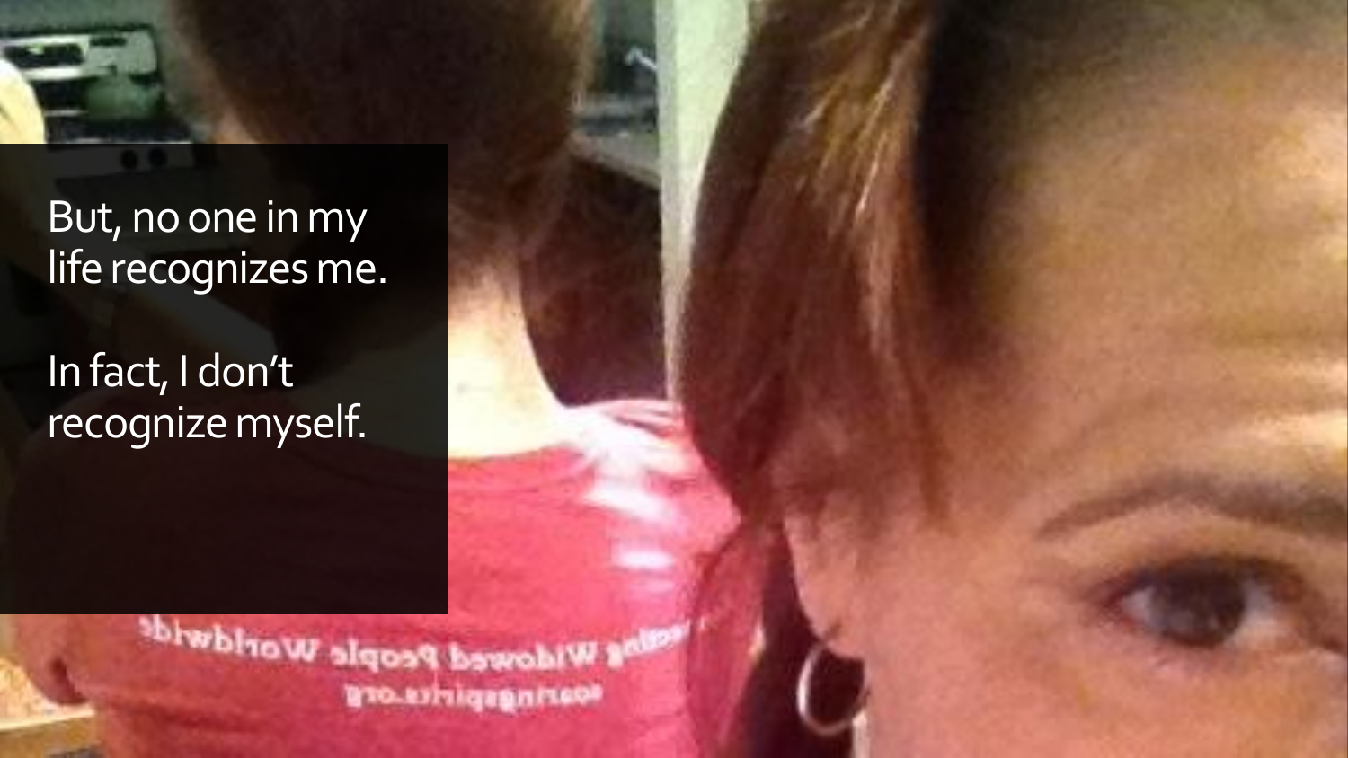But, no one in my life recognizes me.

In fact, I don't recognize myself.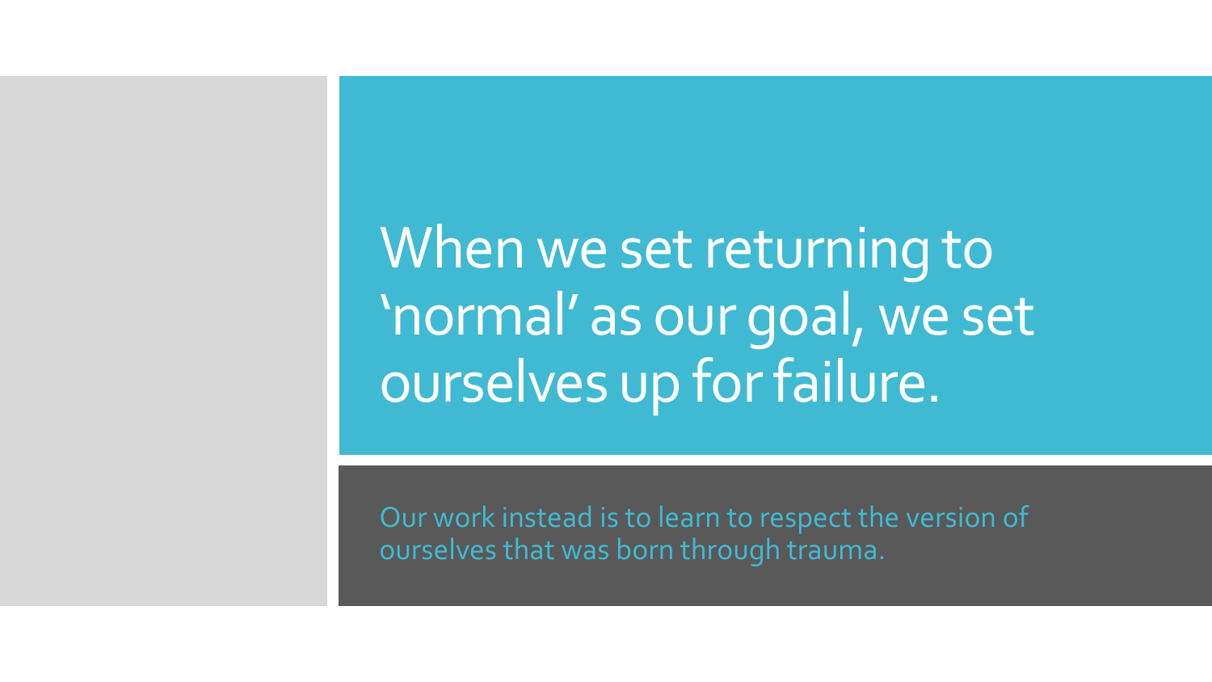# When we set returning to 'normal' as our goal, we set ourselves up for failure.

Our work instead is to learn to respect the version of ourselves that was born through trauma.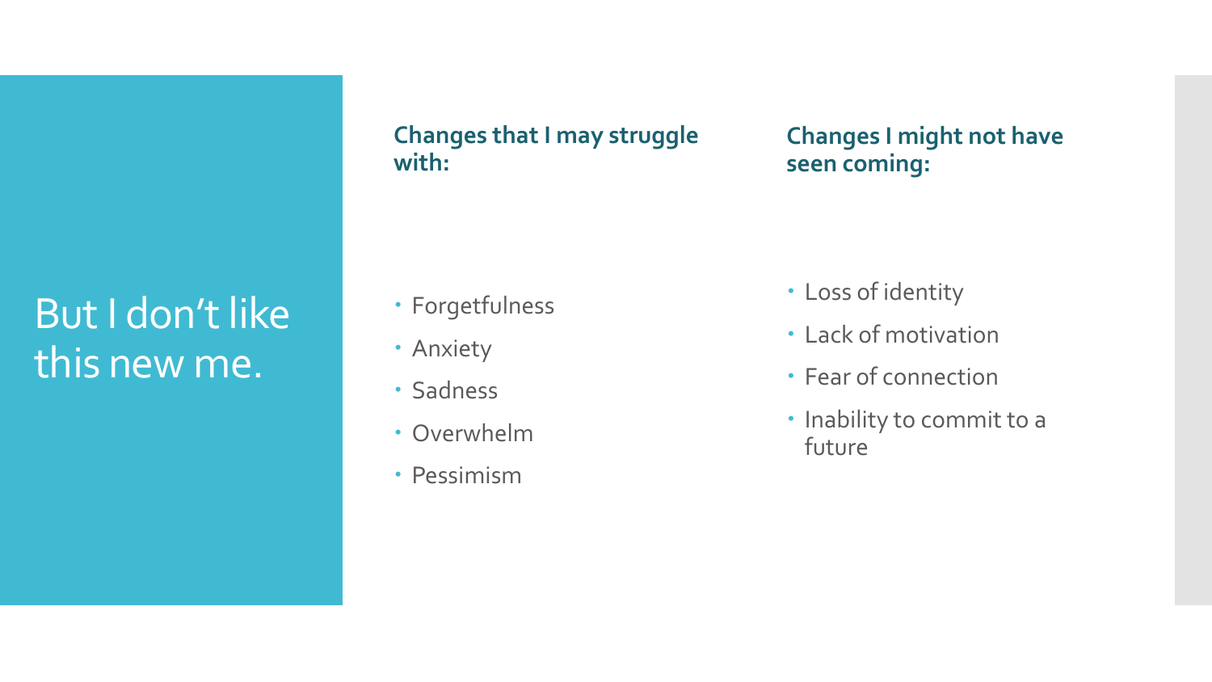# But I don't like this new me.

**Changes that I may struggle with:**

- Forgetfulness
- Anxiety
- Sadness
- Overwhelm
- Pessimism

**Changes I might not have seen coming:**

- Loss of identity
- Lack of motivation
- Fear of connection
- Inability to commit to a future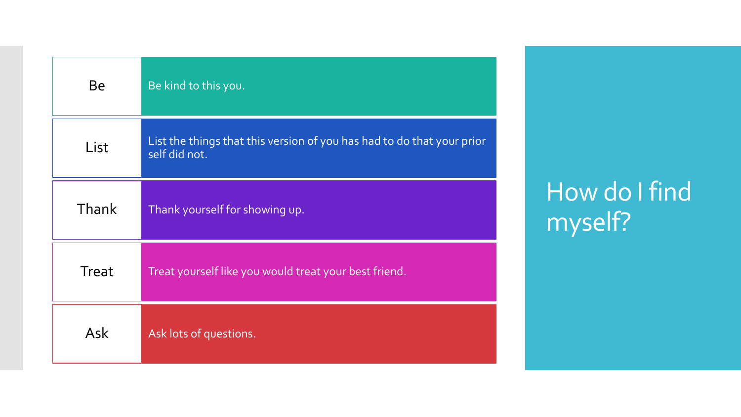# How do I find myself?

| | |
|---|---|
| Be | Be kind to this you. |
| List | List the things that this version of you has had to do that your prior self did not. |
| Thank | Thank yourself for showing up. |
| Treat | Treat yourself like you would treat your best friend. |
| Ask | Ask lots of questions. |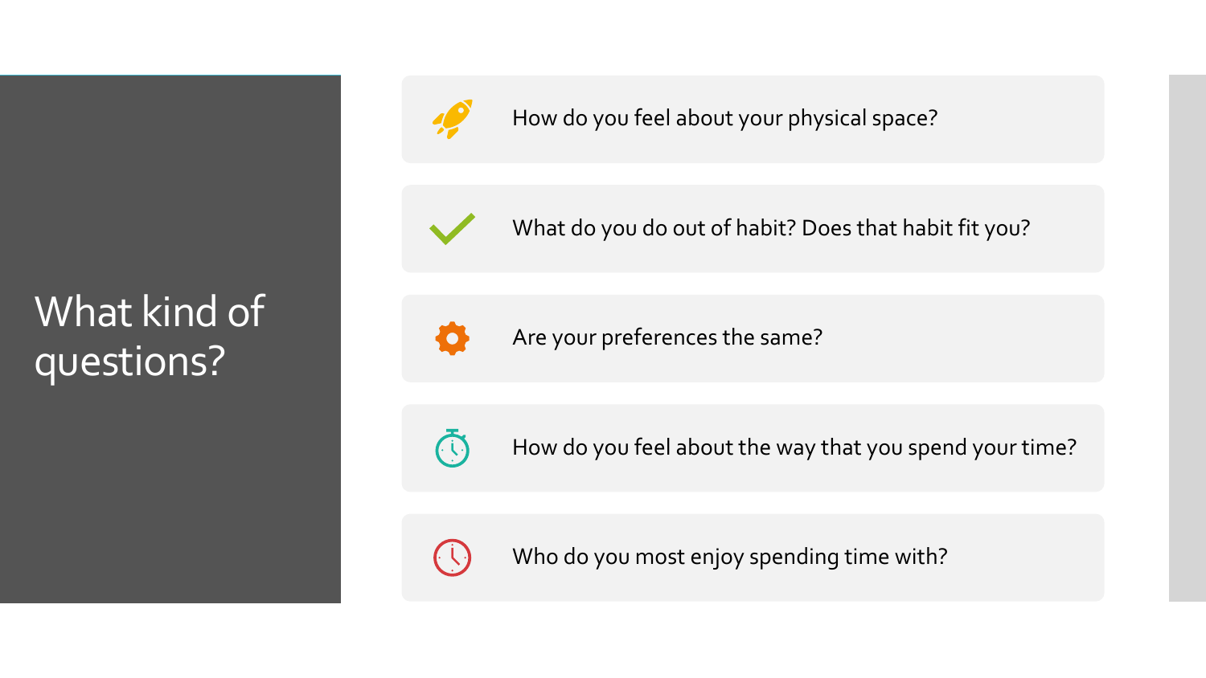# What kind of questions?

- How do you feel about your physical space?
- What do you do out of habit? Does that habit fit you?
- Are your preferences the same?
- How do you feel about the way that you spend your time?
- Who do you most enjoy spending time with?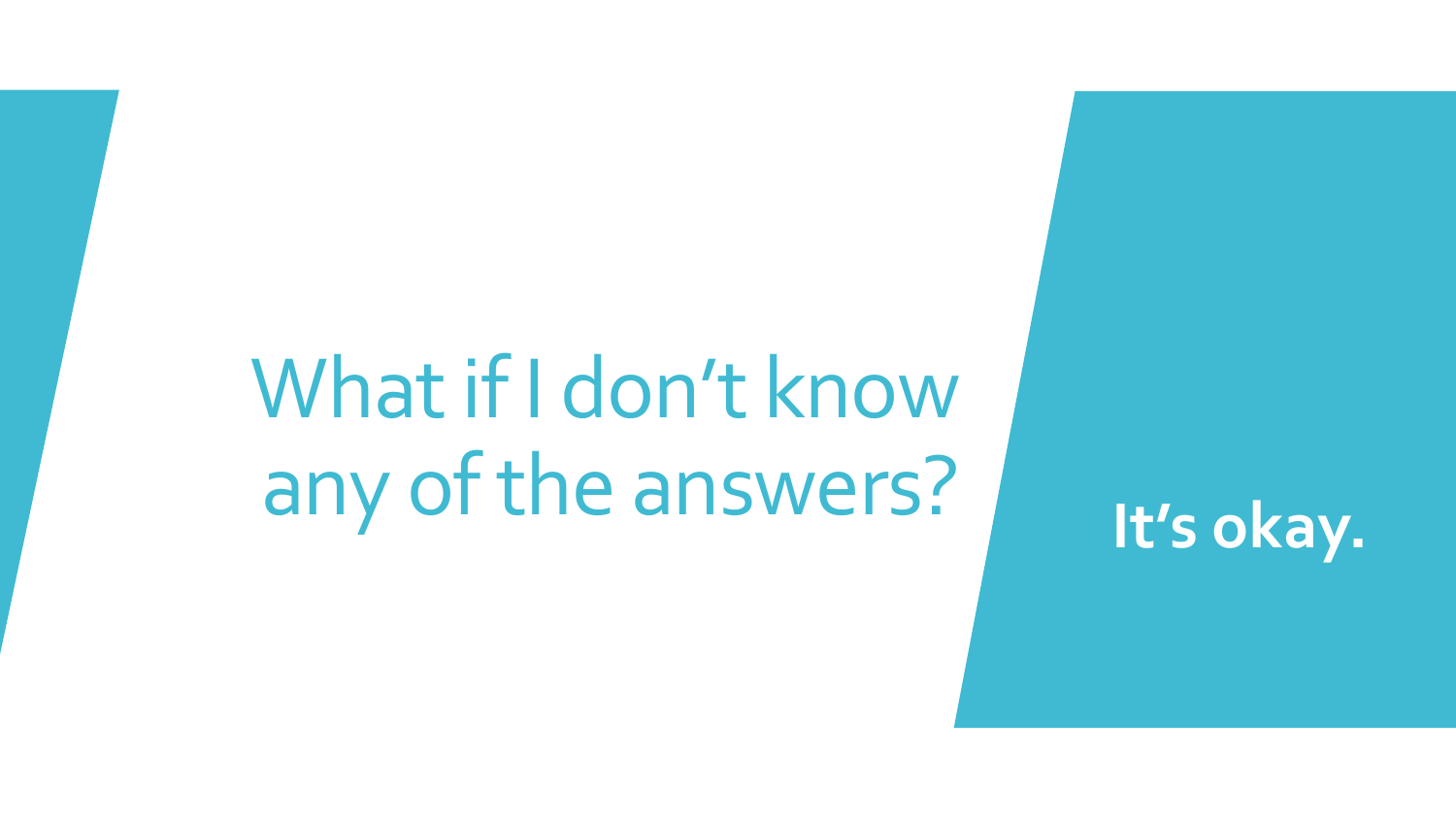# What if I don’t know any of the answers?

**It’s okay.**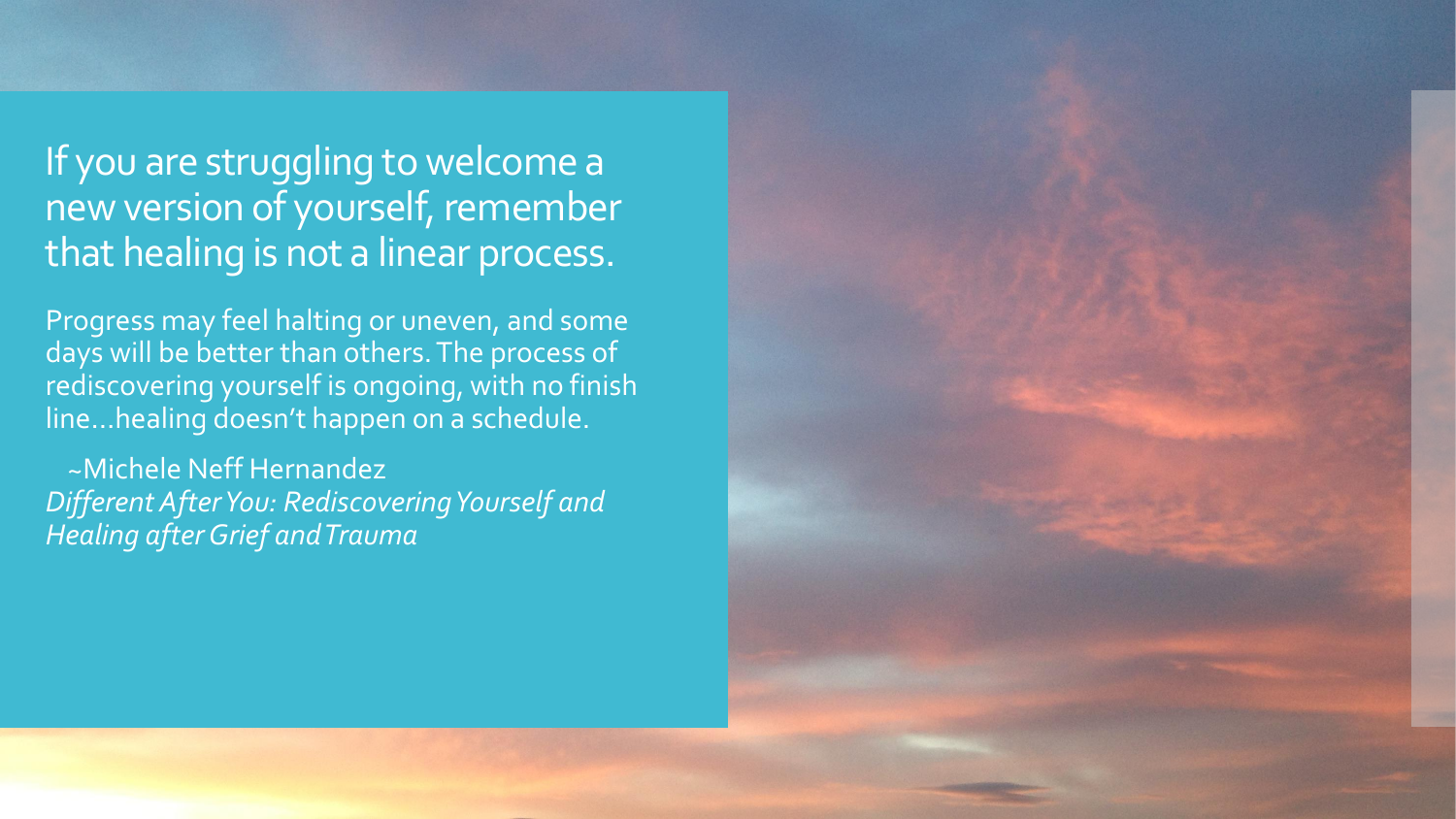## If you are struggling to welcome a new version of yourself, remember that healing is not a linear process.

Progress may feel halting or uneven, and some days will be better than others. The process of rediscovering yourself is ongoing, with no finish line…healing doesn't happen on a schedule.

~Michele Neff Hernandez
*Different After You: Rediscovering Yourself and Healing after Grief and Trauma*